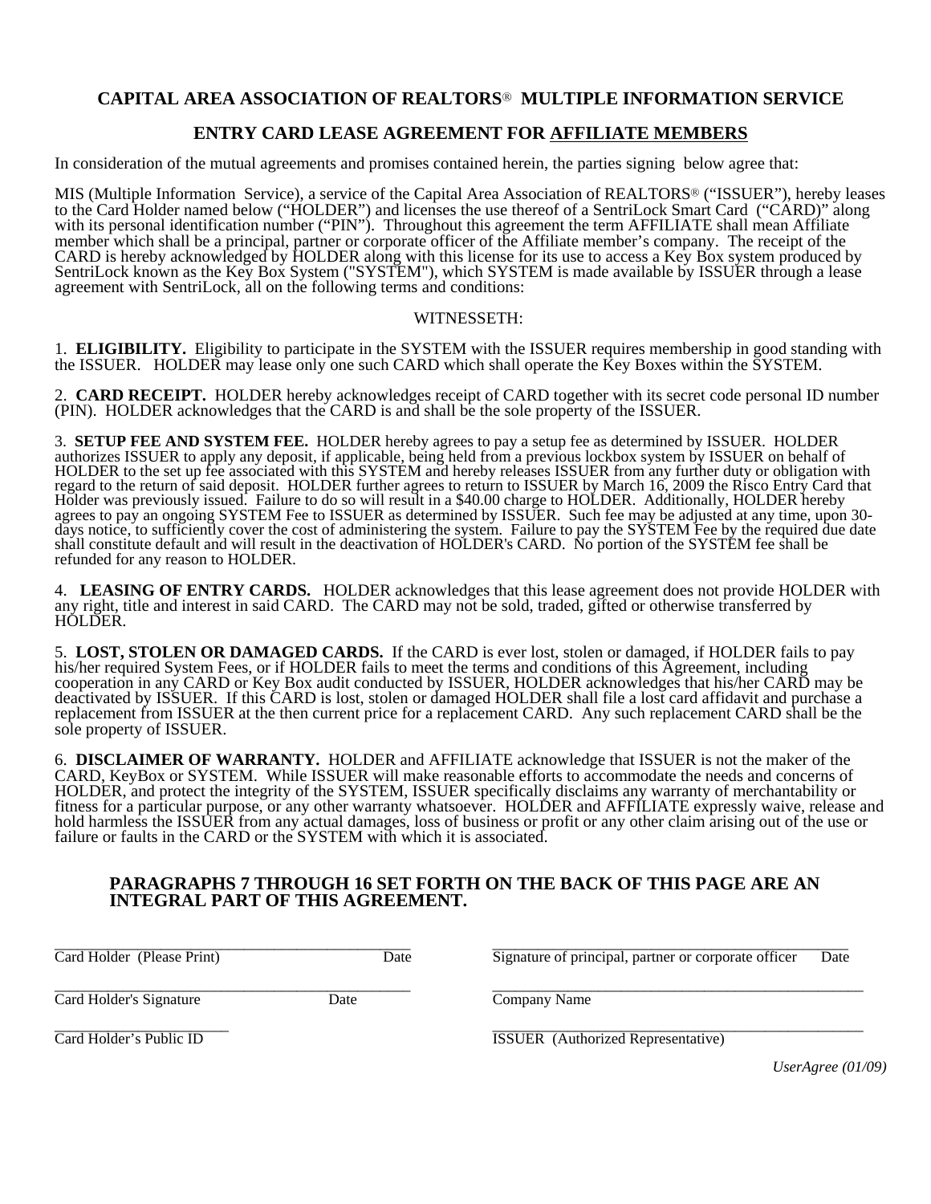## CAPITAL AREA ASSOCIATION OF REALTORS® MULTIPLE INFORMATION SERVICE

## ENTRY CARD LEASE AGREEMENT FOR AFFILIATE MEMBERS

In consideration of the mutual agreements and promises contained herein, the parties signing below agree that:

MIS (Multiple Information Service), a service of the Capital Area Association of REALTORS® ("ISSUER"), hereby leases to the Card Holder named below ("HOLDER") and licenses the use thereof of a SentriLock Smart Card ("CARD)" along with its personal identification number ("PIN"). Throughout this agreement the term AFFILIATE shall mean Affiliate member which shall be a principal, partner or corporate officer of the Affiliate member's company. The receipt of the CARD is hereby acknowledged by HOLDER along with this license for its use to access a Key Box system produced by SentriLock known as the Key Box System ("SYSTEM"), which SYSTEM is made available by ISSUER through a lease agreement with SentriLock, all on the following terms and conditions:

WITNESSETH:

1. **ELIGIBILITY.** Eligibility to participate in the SYSTEM with the ISSUER requires membership in good standing with the ISSUER. HOLDER may lease only one such CARD which shall operate the Key Boxes within the SYSTEM.

2. **CARD RECEIPT.** HOLDER hereby acknowledges receipt of CARD together with its secret code personal ID number (PIN). HOLDER acknowledges that the CARD is and shall be the sole property of the ISSUER.

3. **SETUP FEE AND SYSTEM FEE.** HOLDER hereby agrees to pay a setup fee as determined by ISSUER. HOLDER authorizes ISSUER to apply any deposit, if applicable, being held from a previous lockbox system by ISSUER on behalf of HOLDER to the set up fee associated with this SYSTEM and hereby releases ISSUER from any further duty or obligation with regard to the return of said deposit. HOLDER further agrees to return to ISSUER by March 16, 2009 the Risco Entry Card that Holder was previously issued. Failure to do so will result in a $40.00 charge to HOLDER. Additionally, HOLDER hereby agrees to pay an ongoing SYSTEM Fee to ISSUER as determined by ISSUER. Such fee may be adjusted at any time, upon 30-days notice, to sufficiently cover the cost of administering the system. Failure to pay the SYSTEM Fee by the required due date shall constitute default and will result in the deactivation of HOLDER's CARD. No portion of the SYSTEM fee shall be refunded for any reason to HOLDER.

4. **LEASING OF ENTRY CARDS.** HOLDER acknowledges that this lease agreement does not provide HOLDER with any right, title and interest in said CARD. The CARD may not be sold, traded, gifted or otherwise transferred by HOLDER.

5. **LOST, STOLEN OR DAMAGED CARDS.** If the CARD is ever lost, stolen or damaged, if HOLDER fails to pay his/her required System Fees, or if HOLDER fails to meet the terms and conditions of this Agreement, including cooperation in any CARD or Key Box audit conducted by ISSUER, HOLDER acknowledges that his/her CARD may be deactivated by ISSUER. If this CARD is lost, stolen or damaged HOLDER shall file a lost card affidavit and purchase a replacement from ISSUER at the then current price for a replacement CARD. Any such replacement CARD shall be the sole property of ISSUER.

6. **DISCLAIMER OF WARRANTY.** HOLDER and AFFILIATE acknowledge that ISSUER is not the maker of the CARD, KeyBox or SYSTEM. While ISSUER will make reasonable efforts to accommodate the needs and concerns of HOLDER, and protect the integrity of the SYSTEM, ISSUER specifically disclaims any warranty of merchantability or fitness for a particular purpose, or any other warranty whatsoever. HOLDER and AFFILIATE expressly waive, release and hold harmless the ISSUER from any actual damages, loss of business or profit or any other claim arising out of the use or failure or faults in the CARD or the SYSTEM with which it is associated.

**PARAGRAPHS 7 THROUGH 16 SET FORTH ON THE BACK OF THIS PAGE ARE AN INTEGRAL PART OF THIS AGREEMENT.**

______________________________ Date
Card Holder (Please Print)

______________________________ Date
Card Holder's Signature

______________________________
Card Holder's Public ID

______________________________ Date
Signature of principal, partner or corporate officer

______________________________
Company Name

______________________________
ISSUER (Authorized Representative)

*UserAgree (01/09)*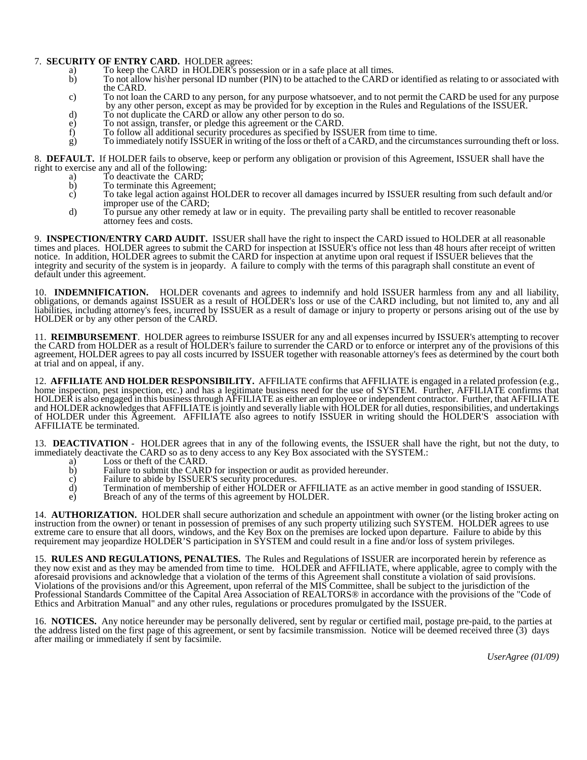7. **SECURITY OF ENTRY CARD.** HOLDER agrees:

a) To keep the CARD in HOLDER's possession or in a safe place at all times.
b) To not allow his\her personal ID number (PIN) to be attached to the CARD or identified as relating to or associated with the CARD.
c) To not loan the CARD to any person, for any purpose whatsoever, and to not permit the CARD be used for any purpose by any other person, except as may be provided for by exception in the Rules and Regulations of the ISSUER.
d) To not duplicate the CARD or allow any other person to do so.
e) To not assign, transfer, or pledge this agreement or the CARD.
f) To follow all additional security procedures as specified by ISSUER from time to time.
g) To immediately notify ISSUER in writing of the loss or theft of a CARD, and the circumstances surrounding theft or loss.

8. **DEFAULT.** If HOLDER fails to observe, keep or perform any obligation or provision of this Agreement, ISSUER shall have the right to exercise any and all of the following:

a) To deactivate the CARD;
b) To terminate this Agreement;
c) To take legal action against HOLDER to recover all damages incurred by ISSUER resulting from such default and/or improper use of the CARD;
d) To pursue any other remedy at law or in equity. The prevailing party shall be entitled to recover reasonable attorney fees and costs.

9. **INSPECTION/ENTRY CARD AUDIT.** ISSUER shall have the right to inspect the CARD issued to HOLDER at all reasonable times and places. HOLDER agrees to submit the CARD for inspection at ISSUER's office not less than 48 hours after receipt of written notice. In addition, HOLDER agrees to submit the CARD for inspection at anytime upon oral request if ISSUER believes that the integrity and security of the system is in jeopardy. A failure to comply with the terms of this paragraph shall constitute an event of default under this agreement.

10. **INDEMNIFICATION.** HOLDER covenants and agrees to indemnify and hold ISSUER harmless from any and all liability, obligations, or demands against ISSUER as a result of HOLDER's loss or use of the CARD including, but not limited to, any and all liabilities, including attorney's fees, incurred by ISSUER as a result of damage or injury to property or persons arising out of the use by HOLDER or by any other person of the CARD.

11. **REIMBURSEMENT**. HOLDER agrees to reimburse ISSUER for any and all expenses incurred by ISSUER's attempting to recover the CARD from HOLDER as a result of HOLDER's failure to surrender the CARD or to enforce or interpret any of the provisions of this agreement, HOLDER agrees to pay all costs incurred by ISSUER together with reasonable attorney's fees as determined by the court both at trial and on appeal, if any.

12. **AFFILIATE AND HOLDER RESPONSIBILITY.** AFFILIATE confirms that AFFILIATE is engaged in a related profession (e.g., home inspection, pest inspection, etc.) and has a legitimate business need for the use of SYSTEM. Further, AFFILIATE confirms that HOLDER is also engaged in this business through AFFILIATE as either an employee or independent contractor. Further, that AFFILIATE and HOLDER acknowledges that AFFILIATE is jointly and severally liable with HOLDER for all duties, responsibilities, and undertakings of HOLDER under this Agreement. AFFILIATE also agrees to notify ISSUER in writing should the HOLDER'S association with AFFILIATE be terminated.

13. **DEACTIVATION** - HOLDER agrees that in any of the following events, the ISSUER shall have the right, but not the duty, to immediately deactivate the CARD so as to deny access to any Key Box associated with the SYSTEM.:

a) Loss or theft of the CARD.
b) Failure to submit the CARD for inspection or audit as provided hereunder.
c) Failure to abide by ISSUER'S security procedures.
d) Termination of membership of either HOLDER or AFFILIATE as an active member in good standing of ISSUER.
e) Breach of any of the terms of this agreement by HOLDER.

14. **AUTHORIZATION.** HOLDER shall secure authorization and schedule an appointment with owner (or the listing broker acting on instruction from the owner) or tenant in possession of premises of any such property utilizing such SYSTEM. HOLDER agrees to use extreme care to ensure that all doors, windows, and the Key Box on the premises are locked upon departure. Failure to abide by this requirement may jeopardize HOLDER'S participation in SYSTEM and could result in a fine and/or loss of system privileges.

15. **RULES AND REGULATIONS, PENALTIES.** The Rules and Regulations of ISSUER are incorporated herein by reference as they now exist and as they may be amended from time to time. HOLDER and AFFILIATE, where applicable, agree to comply with the aforesaid provisions and acknowledge that a violation of the terms of this Agreement shall constitute a violation of said provisions. Violations of the provisions and/or this Agreement, upon referral of the MIS Committee, shall be subject to the jurisdiction of the Professional Standards Committee of the Capital Area Association of REALTORS® in accordance with the provisions of the "Code of Ethics and Arbitration Manual" and any other rules, regulations or procedures promulgated by the ISSUER.

16. **NOTICES.** Any notice hereunder may be personally delivered, sent by regular or certified mail, postage pre-paid, to the parties at the address listed on the first page of this agreement, or sent by facsimile transmission. Notice will be deemed received three (3) days after mailing or immediately if sent by facsimile.

*UserAgree (01/09)*